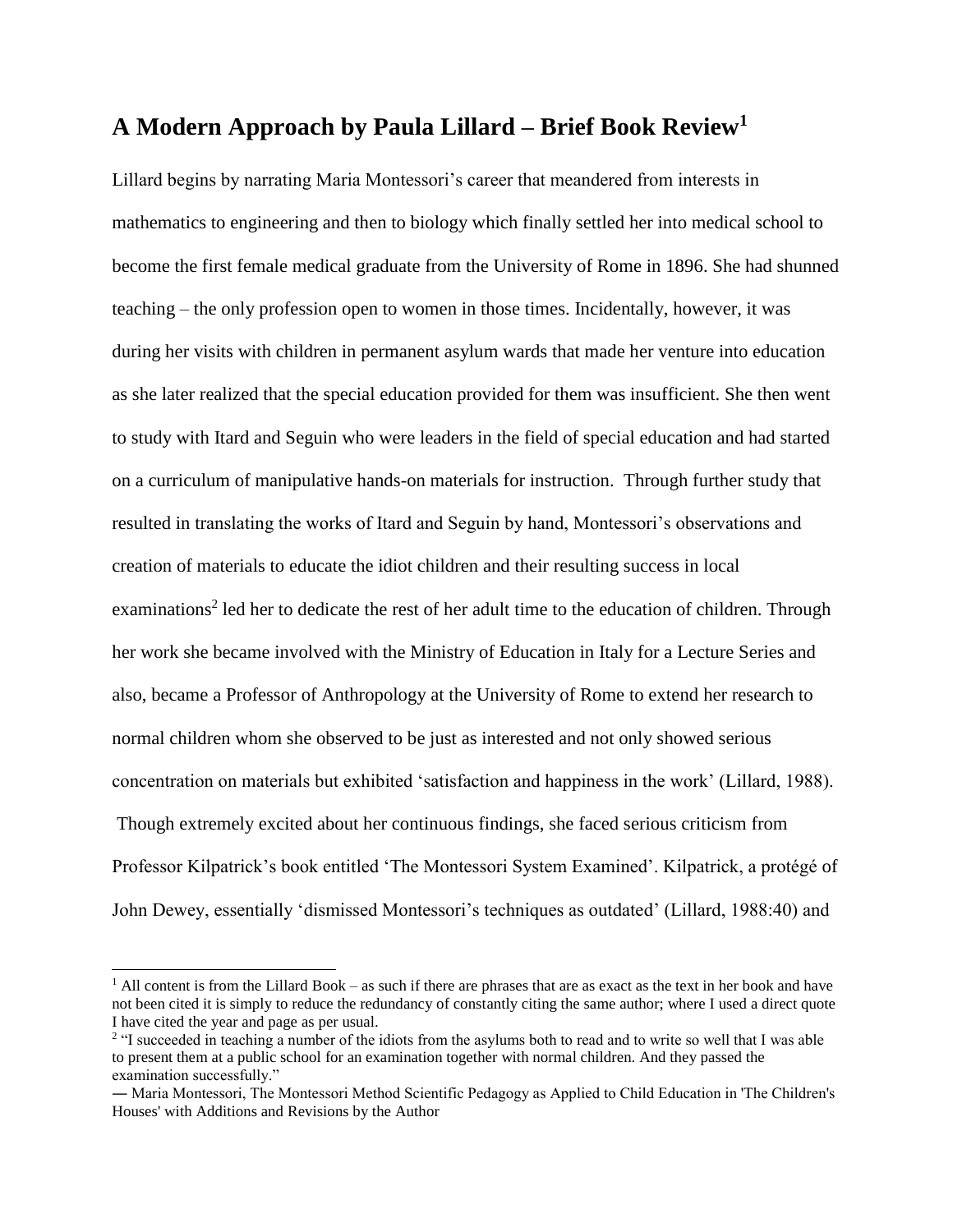# A Modern Approach by Paula Lillard – Brief Book Review[1]

Lillard begins by narrating Maria Montessori's career that meandered from interests in mathematics to engineering and then to biology which finally settled her into medical school to become the first female medical graduate from the University of Rome in 1896. She had shunned teaching – the only profession open to women in those times. Incidentally, however, it was during her visits with children in permanent asylum wards that made her venture into education as she later realized that the special education provided for them was insufficient. She then went to study with Itard and Seguin who were leaders in the field of special education and had started on a curriculum of manipulative hands-on materials for instruction. Through further study that resulted in translating the works of Itard and Seguin by hand, Montessori's observations and creation of materials to educate the idiot children and their resulting success in local examinations[2] led her to dedicate the rest of her adult time to the education of children. Through her work she became involved with the Ministry of Education in Italy for a Lecture Series and also, became a Professor of Anthropology at the University of Rome to extend her research to normal children whom she observed to be just as interested and not only showed serious concentration on materials but exhibited 'satisfaction and happiness in the work' (Lillard, 1988). Though extremely excited about her continuous findings, she faced serious criticism from Professor Kilpatrick's book entitled 'The Montessori System Examined'. Kilpatrick, a protégé of John Dewey, essentially 'dismissed Montessori's techniques as outdated' (Lillard, 1988:40) and

---

[1] All content is from the Lillard Book – as such if there are phrases that are as exact as the text in her book and have not been cited it is simply to reduce the redundancy of constantly citing the same author; where I used a direct quote I have cited the year and page as per usual.

[2] "I succeeded in teaching a number of the idiots from the asylums both to read and to write so well that I was able to present them at a public school for an examination together with normal children. And they passed the examination successfully."

― Maria Montessori, The Montessori Method Scientific Pedagogy as Applied to Child Education in 'The Children's Houses' with Additions and Revisions by the Author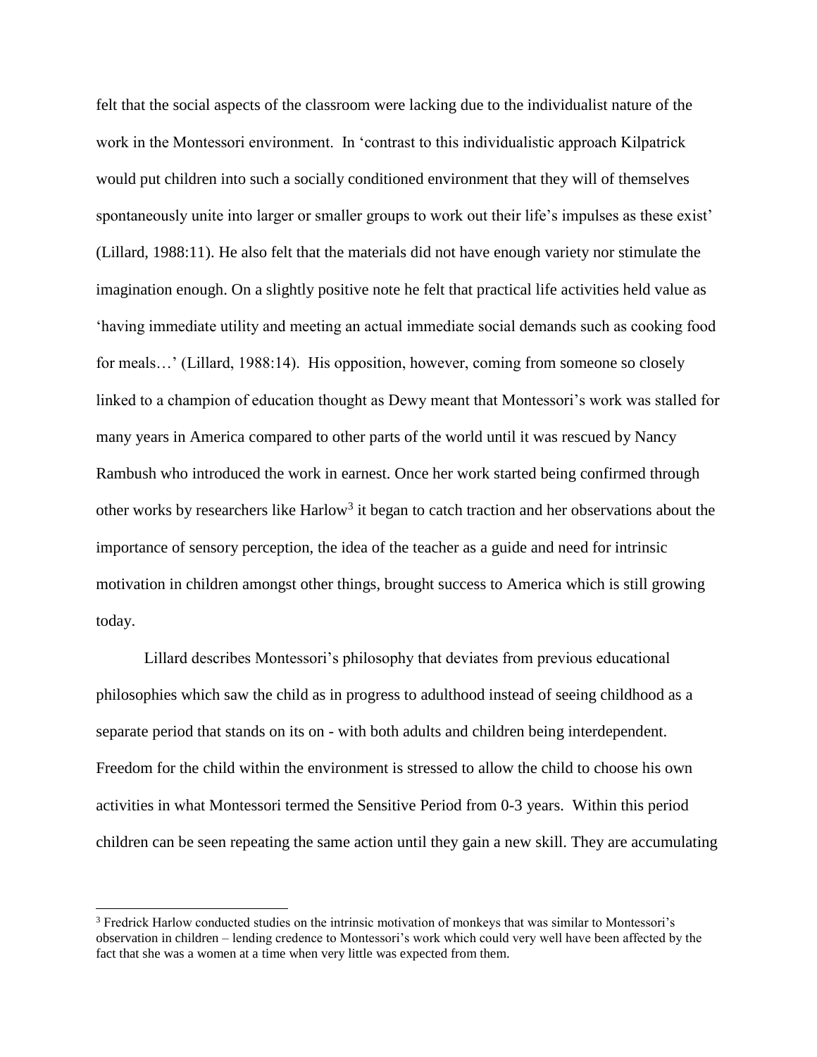felt that the social aspects of the classroom were lacking due to the individualist nature of the work in the Montessori environment. In 'contrast to this individualistic approach Kilpatrick would put children into such a socially conditioned environment that they will of themselves spontaneously unite into larger or smaller groups to work out their life's impulses as these exist' (Lillard, 1988:11). He also felt that the materials did not have enough variety nor stimulate the imagination enough. On a slightly positive note he felt that practical life activities held value as 'having immediate utility and meeting an actual immediate social demands such as cooking food for meals…' (Lillard, 1988:14). His opposition, however, coming from someone so closely linked to a champion of education thought as Dewy meant that Montessori's work was stalled for many years in America compared to other parts of the world until it was rescued by Nancy Rambush who introduced the work in earnest. Once her work started being confirmed through other works by researchers like Harlow[3] it began to catch traction and her observations about the importance of sensory perception, the idea of the teacher as a guide and need for intrinsic motivation in children amongst other things, brought success to America which is still growing today.

Lillard describes Montessori's philosophy that deviates from previous educational philosophies which saw the child as in progress to adulthood instead of seeing childhood as a separate period that stands on its on - with both adults and children being interdependent. Freedom for the child within the environment is stressed to allow the child to choose his own activities in what Montessori termed the Sensitive Period from 0-3 years. Within this period children can be seen repeating the same action until they gain a new skill. They are accumulating

[3] Fredrick Harlow conducted studies on the intrinsic motivation of monkeys that was similar to Montessori's observation in children – lending credence to Montessori's work which could very well have been affected by the fact that she was a women at a time when very little was expected from them.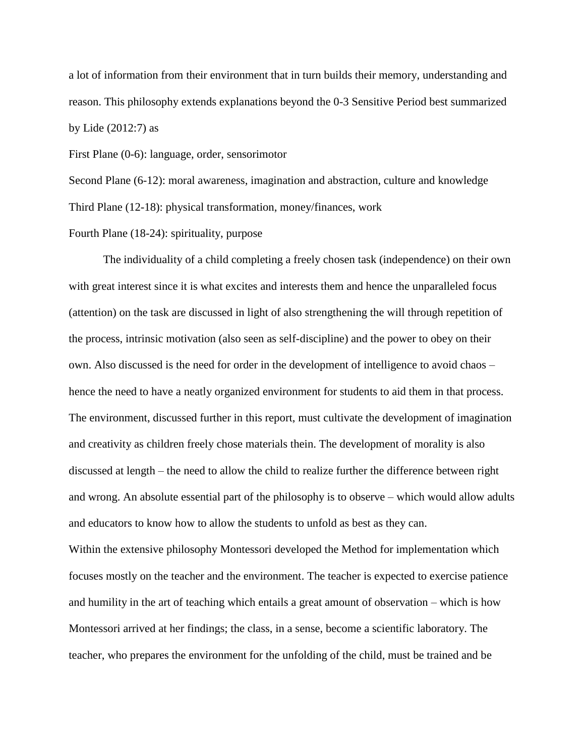a lot of information from their environment that in turn builds their memory, understanding and reason. This philosophy extends explanations beyond the 0-3 Sensitive Period best summarized by Lide (2012:7) as

First Plane (0-6): language, order, sensorimotor

Second Plane (6-12): moral awareness, imagination and abstraction, culture and knowledge

Third Plane (12-18): physical transformation, money/finances, work

Fourth Plane (18-24): spirituality, purpose

The individuality of a child completing a freely chosen task (independence) on their own with great interest since it is what excites and interests them and hence the unparalleled focus (attention) on the task are discussed in light of also strengthening the will through repetition of the process, intrinsic motivation (also seen as self-discipline) and the power to obey on their own. Also discussed is the need for order in the development of intelligence to avoid chaos – hence the need to have a neatly organized environment for students to aid them in that process. The environment, discussed further in this report, must cultivate the development of imagination and creativity as children freely chose materials thein. The development of morality is also discussed at length – the need to allow the child to realize further the difference between right and wrong. An absolute essential part of the philosophy is to observe – which would allow adults and educators to know how to allow the students to unfold as best as they can.

Within the extensive philosophy Montessori developed the Method for implementation which focuses mostly on the teacher and the environment. The teacher is expected to exercise patience and humility in the art of teaching which entails a great amount of observation – which is how Montessori arrived at her findings; the class, in a sense, become a scientific laboratory. The teacher, who prepares the environment for the unfolding of the child, must be trained and be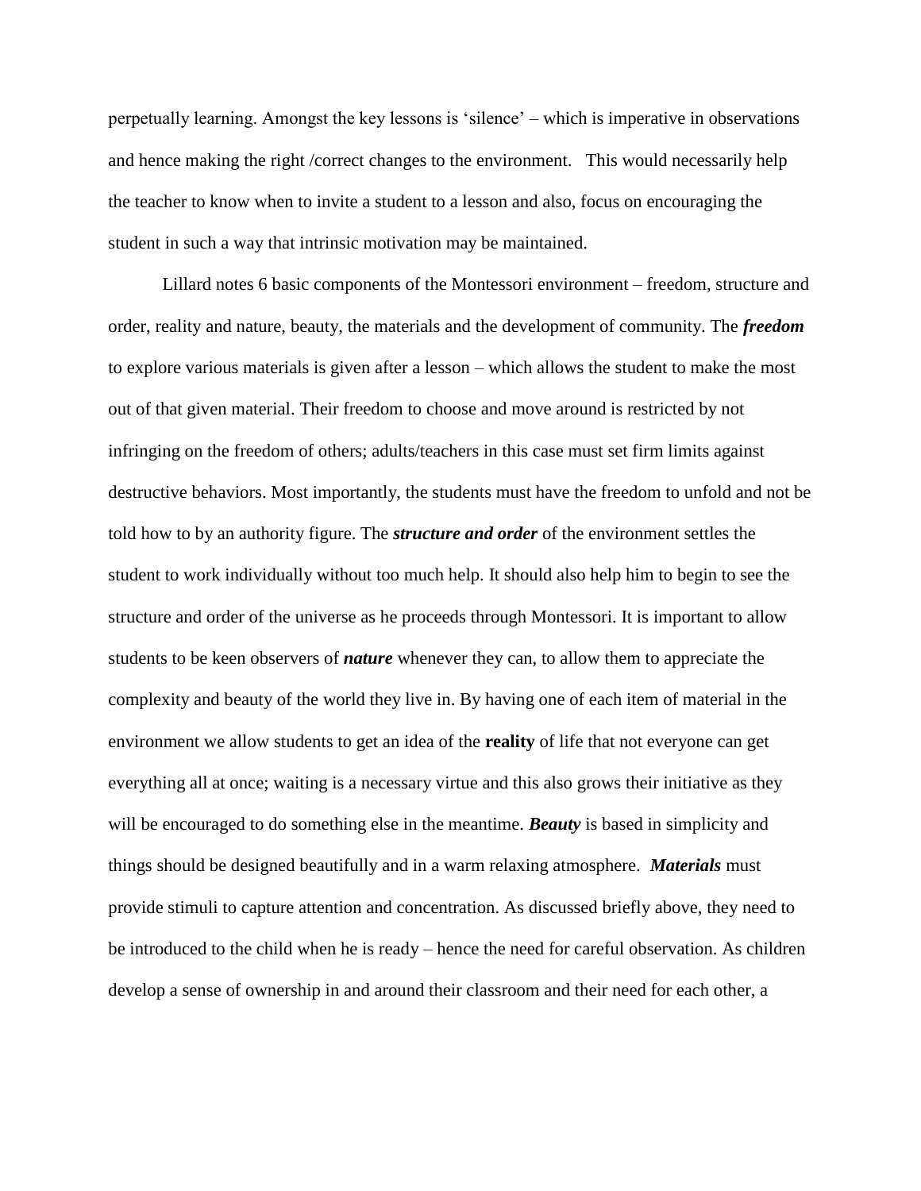perpetually learning. Amongst the key lessons is 'silence' – which is imperative in observations and hence making the right /correct changes to the environment. This would necessarily help the teacher to know when to invite a student to a lesson and also, focus on encouraging the student in such a way that intrinsic motivation may be maintained.

Lillard notes 6 basic components of the Montessori environment – freedom, structure and order, reality and nature, beauty, the materials and the development of community. The ***freedom*** to explore various materials is given after a lesson – which allows the student to make the most out of that given material. Their freedom to choose and move around is restricted by not infringing on the freedom of others; adults/teachers in this case must set firm limits against destructive behaviors. Most importantly, the students must have the freedom to unfold and not be told how to by an authority figure. The ***structure and order*** of the environment settles the student to work individually without too much help. It should also help him to begin to see the structure and order of the universe as he proceeds through Montessori. It is important to allow students to be keen observers of ***nature*** whenever they can, to allow them to appreciate the complexity and beauty of the world they live in. By having one of each item of material in the environment we allow students to get an idea of the **reality** of life that not everyone can get everything all at once; waiting is a necessary virtue and this also grows their initiative as they will be encouraged to do something else in the meantime. ***Beauty*** is based in simplicity and things should be designed beautifully and in a warm relaxing atmosphere. ***Materials*** must provide stimuli to capture attention and concentration. As discussed briefly above, they need to be introduced to the child when he is ready – hence the need for careful observation. As children develop a sense of ownership in and around their classroom and their need for each other, a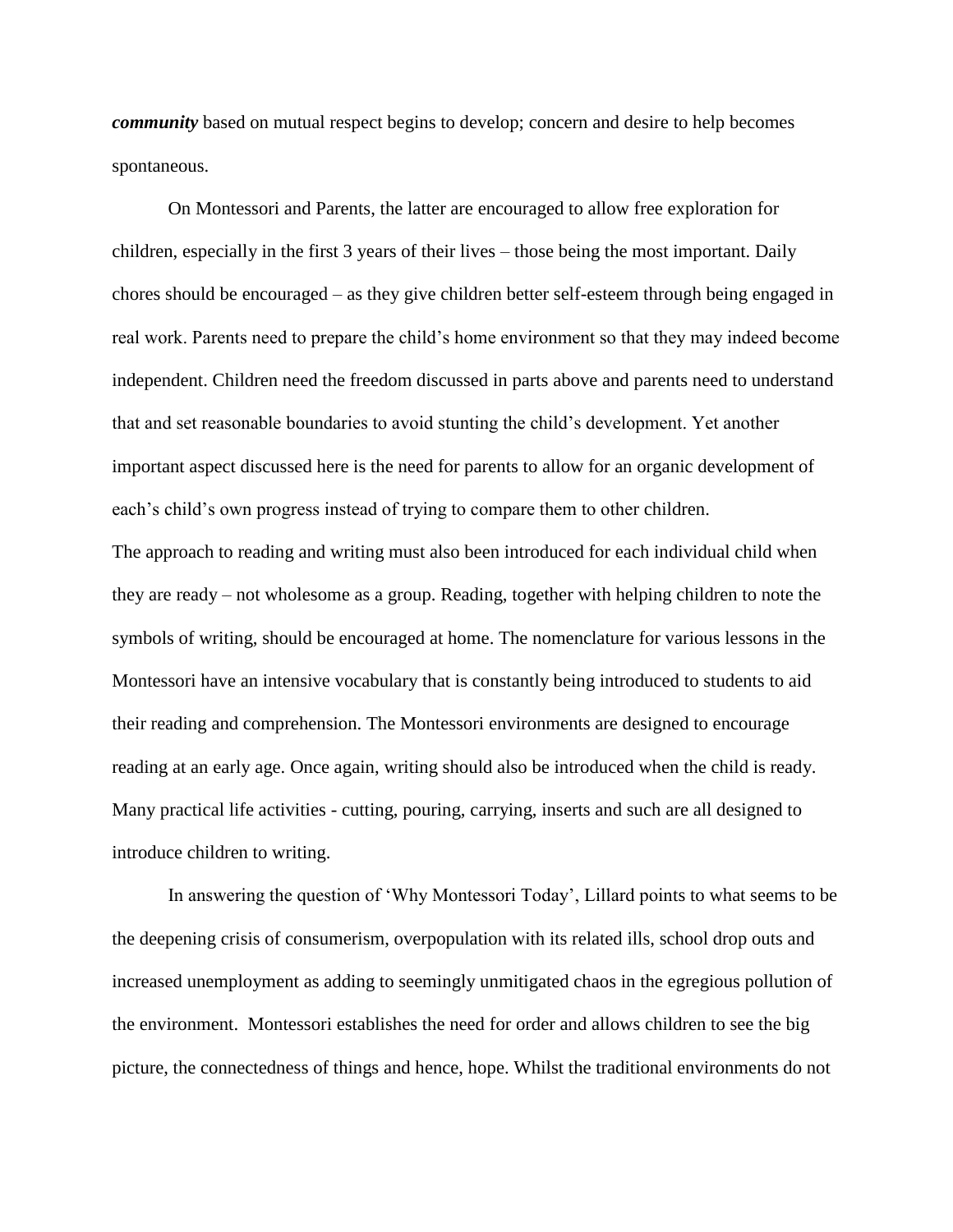***community*** based on mutual respect begins to develop; concern and desire to help becomes spontaneous.

On Montessori and Parents, the latter are encouraged to allow free exploration for children, especially in the first 3 years of their lives – those being the most important. Daily chores should be encouraged – as they give children better self-esteem through being engaged in real work. Parents need to prepare the child's home environment so that they may indeed become independent. Children need the freedom discussed in parts above and parents need to understand that and set reasonable boundaries to avoid stunting the child's development. Yet another important aspect discussed here is the need for parents to allow for an organic development of each's child's own progress instead of trying to compare them to other children.

The approach to reading and writing must also been introduced for each individual child when they are ready – not wholesome as a group. Reading, together with helping children to note the symbols of writing, should be encouraged at home. The nomenclature for various lessons in the Montessori have an intensive vocabulary that is constantly being introduced to students to aid their reading and comprehension. The Montessori environments are designed to encourage reading at an early age. Once again, writing should also be introduced when the child is ready. Many practical life activities - cutting, pouring, carrying, inserts and such are all designed to introduce children to writing.

In answering the question of 'Why Montessori Today', Lillard points to what seems to be the deepening crisis of consumerism, overpopulation with its related ills, school drop outs and increased unemployment as adding to seemingly unmitigated chaos in the egregious pollution of the environment. Montessori establishes the need for order and allows children to see the big picture, the connectedness of things and hence, hope. Whilst the traditional environments do not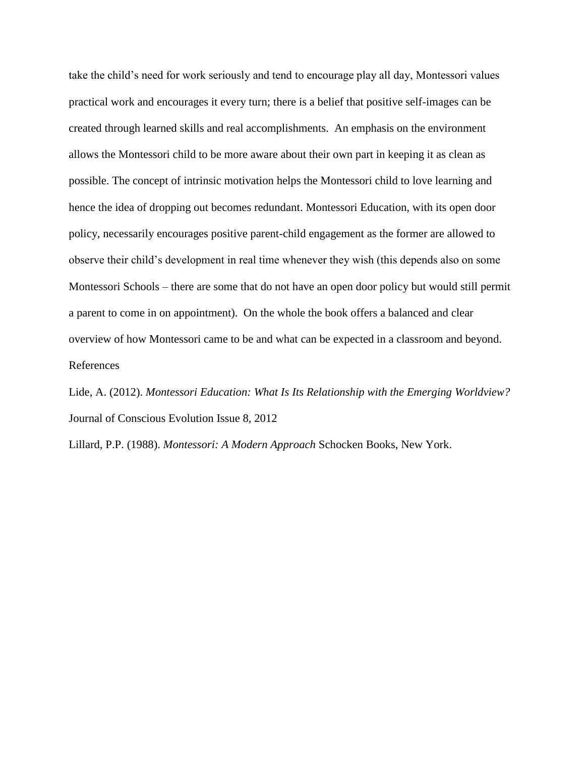take the child's need for work seriously and tend to encourage play all day, Montessori values practical work and encourages it every turn; there is a belief that positive self-images can be created through learned skills and real accomplishments. An emphasis on the environment allows the Montessori child to be more aware about their own part in keeping it as clean as possible. The concept of intrinsic motivation helps the Montessori child to love learning and hence the idea of dropping out becomes redundant. Montessori Education, with its open door policy, necessarily encourages positive parent-child engagement as the former are allowed to observe their child's development in real time whenever they wish (this depends also on some Montessori Schools – there are some that do not have an open door policy but would still permit a parent to come in on appointment). On the whole the book offers a balanced and clear overview of how Montessori came to be and what can be expected in a classroom and beyond.

References

Lide, A. (2012). *Montessori Education: What Is Its Relationship with the Emerging Worldview?* Journal of Conscious Evolution Issue 8, 2012

Lillard, P.P. (1988). *Montessori: A Modern Approach* Schocken Books, New York.